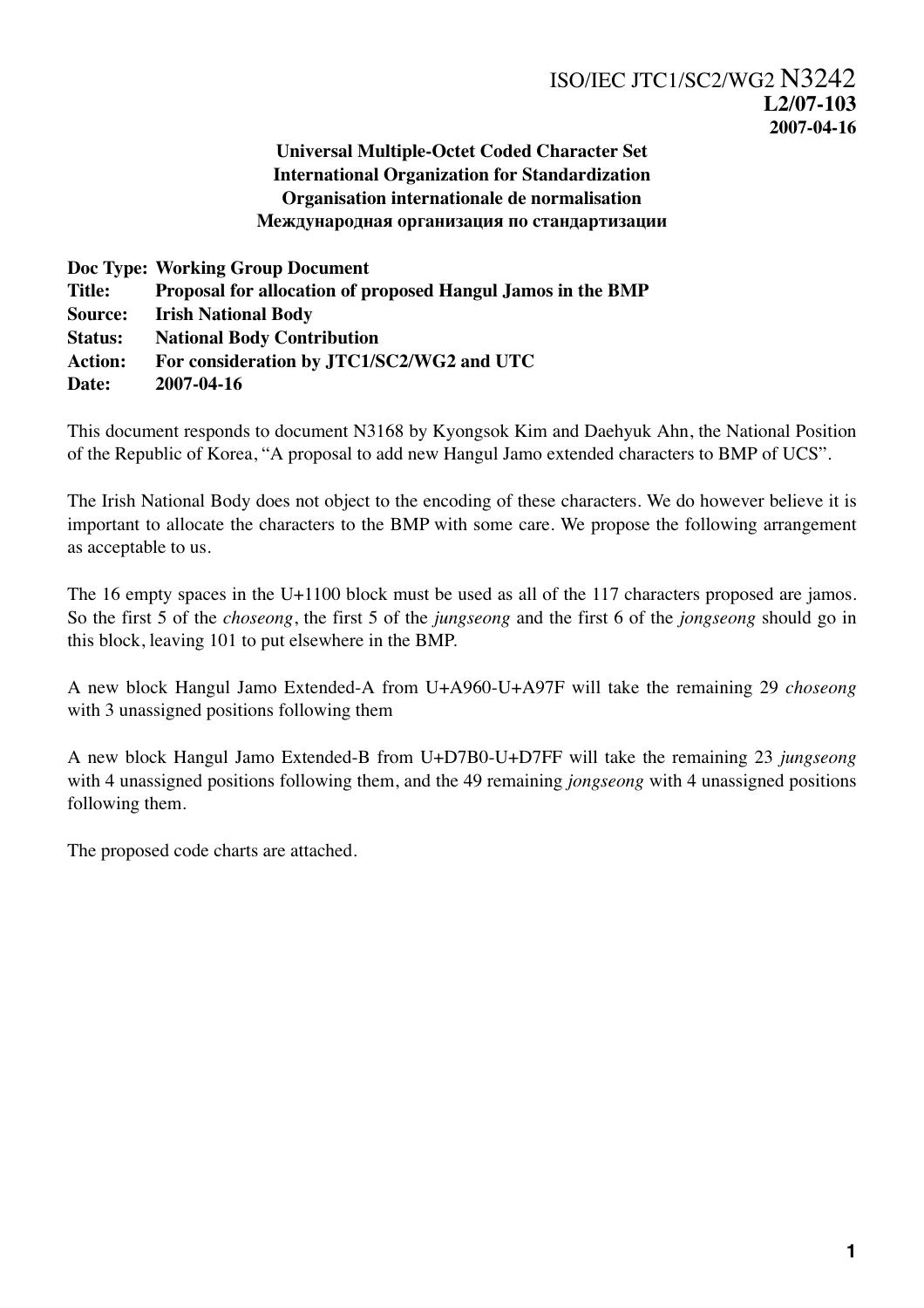ISO/IEC JTC1/SC2/WG2 N3242
**L2/07-103**
**2007-04-16**

**Universal Multiple-Octet Coded Character Set**
**International Organization for Standardization**
**Organisation internationale de normalisation**
**Международная организация по стандартизации**

**Doc Type: Working Group Document**
**Title: Proposal for allocation of proposed Hangul Jamos in the BMP**
**Source: Irish National Body**
**Status: National Body Contribution**
**Action: For consideration by JTC1/SC2/WG2 and UTC**
**Date: 2007-04-16**

This document responds to document N3168 by Kyongsok Kim and Daehyuk Ahn, the National Position of the Republic of Korea, "A proposal to add new Hangul Jamo extended characters to BMP of UCS".

The Irish National Body does not object to the encoding of these characters. We do however believe it is important to allocate the characters to the BMP with some care. We propose the following arrangement as acceptable to us.

The 16 empty spaces in the U+1100 block must be used as all of the 117 characters proposed are jamos. So the first 5 of the *choseong*, the first 5 of the *jungseong* and the first 6 of the *jongseong* should go in this block, leaving 101 to put elsewhere in the BMP.

A new block Hangul Jamo Extended-A from U+A960-U+A97F will take the remaining 29 *choseong* with 3 unassigned positions following them

A new block Hangul Jamo Extended-B from U+D7B0-U+D7FF will take the remaining 23 *jungseong* with 4 unassigned positions following them, and the 49 remaining *jongseong* with 4 unassigned positions following them.

The proposed code charts are attached.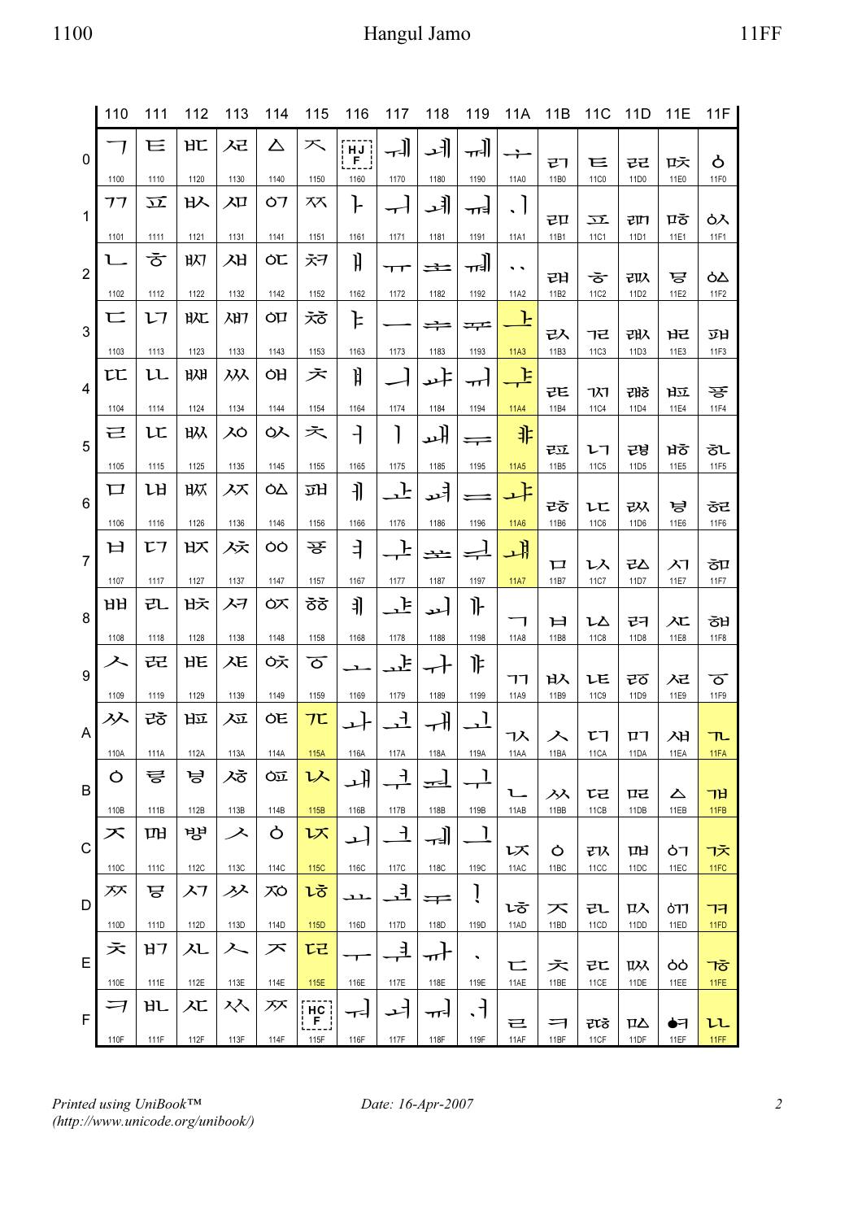| | 110 | 111 | 112 | 113 | 114 | 115 | 116 | 117 | 118 | 119 | 11A | 11B | 11C | 11D | 11E | 11F |
|---|---|---|---|---|---|---|---|---|---|---|---|---|---|---|---|---|
| 0 | ᄀ 1100 | ᄐ 1110 | ᄠ 1120 | ᄰ 1130 | ᅀ 1140 | ᅐ 1150 | HJ F 1160 | ᅰ 1170 | ᆀ 1180 | ᆐ 1190 | ᆠ 11A0 | ᆰ 11B0 | ᇀ 11C0 | ᇐ 11D0 | ᇠ 11E0 | ᇰ 11F0 |
| 1 | ᄁ 1101 | ᄑ 1111 | ᄡ 1121 | ᄱ 1131 | ᅁ 1141 | ᅑ 1151 | ᅡ 1161 | ᅱ 1171 | ᆁ 1181 | ᆑ 1191 | ᆡ 11A1 | ᆱ 11B1 | ᇁ 11C1 | ᇑ 11D1 | ᇡ 11E1 | ᇱ 11F1 |
| 2 | ᄂ 1102 | ᄒ 1112 | ᄢ 1122 | ᄲ 1132 | ᅂ 1142 | ᅒ 1152 | ᅢ 1162 | ᅲ 1172 | ᆂ 1182 | ᆒ 1192 | ᆢ 11A2 | ᆲ 11B2 | ᇂ 11C2 | ᇒ 11D2 | ᇢ 11E2 | ᇲ 11F2 |
| 3 | ᄃ 1103 | ᄓ 1113 | ᄣ 1123 | ᄳ 1133 | ᅃ 1143 | ᅓ 1153 | ᅣ 1163 | ᅳ 1173 | ᆃ 1183 | ᆓ 1193 | ᆣ 11A3 | ᆳ 11B3 | ᇃ 11C3 | ᇓ 11D3 | ᇣ 11E3 | ᇳ 11F3 |
| 4 | ᄄ 1104 | ᄔ 1114 | ᄤ 1124 | ᄴ 1134 | ᅄ 1144 | ᅔ 1154 | ᅤ 1164 | ᅴ 1174 | ᆄ 1184 | ᆔ 1194 | ᆤ 11A4 | ᆴ 11B4 | ᇄ 11C4 | ᇔ 11D4 | ᇤ 11E4 | ᇴ 11F4 |
| 5 | ᄅ 1105 | ᄕ 1115 | ᄥ 1125 | ᄵ 1135 | ᅅ 1145 | ᅕ 1155 | ᅥ 1165 | ᅵ 1175 | ᆅ 1185 | ᆕ 1195 | ᆥ 11A5 | ᆵ 11B5 | ᇅ 11C5 | ᇕ 11D5 | ᇥ 11E5 | ᇵ 11F5 |
| 6 | ᄆ 1106 | ᄖ 1116 | ᄦ 1126 | ᄶ 1136 | ᅆ 1146 | ᅖ 1156 | ᅦ 1166 | ᅶ 1176 | ᆆ 1186 | ᆖ 1196 | ᆦ 11A6 | ᆶ 11B6 | ᇆ 11C6 | ᇖ 11D6 | ᇦ 11E6 | ᇶ 11F6 |
| 7 | ᄇ 1107 | ᄗ 1117 | ᄧ 1127 | ᄷ 1137 | ᅇ 1147 | ᅗ 1157 | ᅧ 1167 | ᅷ 1177 | ᆇ 1187 | ᆗ 1197 | ᆧ 11A7 | ᆷ 11B7 | ᇇ 11C7 | ᇗ 11D7 | ᇧ 11E7 | ᇷ 11F7 |
| 8 | ᄈ 1108 | ᄘ 1118 | ᄨ 1128 | ᄸ 1138 | ᅈ 1148 | ᅘ 1158 | ᅨ 1168 | ᅸ 1178 | ᆈ 1188 | ᆘ 1198 | ᆨ 11A8 | ᆸ 11B8 | ᇈ 11C8 | ᇘ 11D8 | ᇨ 11E8 | ᇸ 11F8 |
| 9 | ᄉ 1109 | ᄙ 1119 | ᄩ 1129 | ᄹ 1139 | ᅉ 1149 | ᅙ 1159 | ᅩ 1169 | ᅹ 1179 | ᆉ 1189 | ᆙ 1199 | ᆩ 11A9 | ᆹ 11B9 | ᇉ 11C9 | ᇙ 11D9 | ᇩ 11E9 | ᇹ 11F9 |
| A | ᄊ 110A | ᄚ 111A | ᄪ 112A | ᄺ 113A | ᅊ 114A | ᅚ 115A | ᅪ 116A | ᅺ 117A | ᆊ 118A | ᆚ 119A | ᆪ 11AA | ᆺ 11BA | ᇊ 11CA | ᇚ 11DA | ᇪ 11EA | ᇺ 11FA |
| B | ᄋ 110B | ᄛ 111B | ᄫ 112B | ᄻ 113B | ᅋ 114B | ᅛ 115B | ᅫ 116B | ᅻ 117B | ᆋ 118B | ᆛ 119B | ᆫ 11AB | ᆻ 11BB | ᇋ 11CB | ᇛ 11DB | ᇫ 11EB | ᇻ 11FB |
| C | ᄌ 110C | ᄜ 111C | ᄬ 112C | ᄼ 113C | ᅌ 114C | ᅜ 115C | ᅬ 116C | ᅼ 117C | ᆌ 118C | ᆜ 119C | ᆬ 11AC | ᆼ 11BC | ᇌ 11CC | ᇜ 11DC | ᇬ 11EC | ᇼ 11FC |
| D | ᄍ 110D | ᄝ 111D | ᄭ 112D | ᄽ 113D | ᅍ 114D | ᅝ 115D | ᅭ 116D | ᅽ 117D | ᆍ 118D | ᆝ 119D | ᆭ 11AD | ᆽ 11BD | ᇍ 11CD | ᇝ 11DD | ᇭ 11ED | ᇽ 11FD |
| E | ᄎ 110E | ᄞ 111E | ᄮ 112E | ᄾ 113E | ᅎ 114E | ᅞ 115E | ᅮ 116E | ᅾ 117E | ᆎ 118E | ᆞ 119E | ᆮ 11AE | ᆾ 11BE | ᇎ 11CE | ᇞ 11DE | ᇮ 11EE | ᇾ 11FE |
| F | ᄏ 110F | ᄟ 111F | ᄯ 112F | ᄿ 113F | ᅏ 114F | HC F 115F | ᅯ 116F | ᅿ 117F | ᆏ 118F | ᆟ 119F | ᆯ 11AF | ᆿ 11BF | ᇏ 11CF | ᇟ 11DF | ᇯ 11EF | ᇿ 11FF |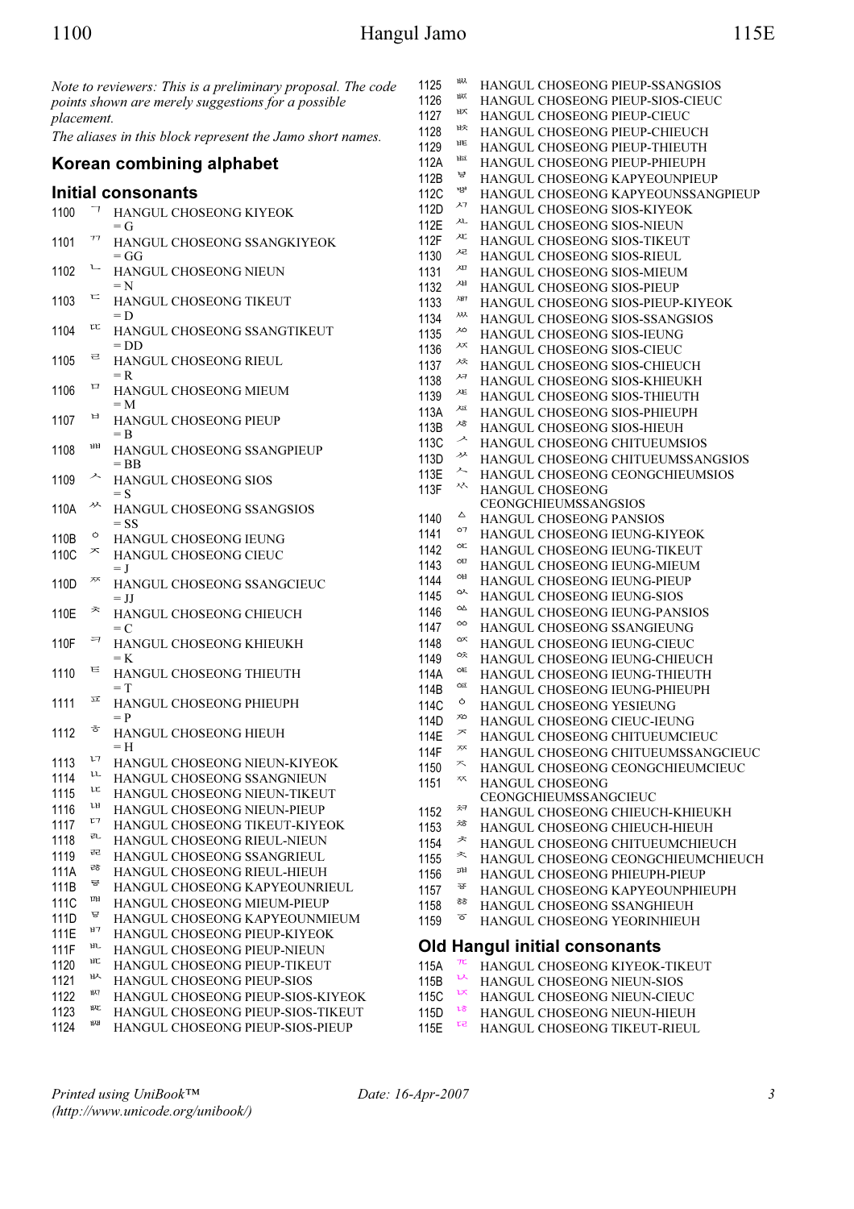*Note to reviewers: This is a preliminary proposal. The code points shown are merely suggestions for a possible placement.*

*The aliases in this block represent the Jamo short names.*

## Korean combining alphabet

### Initial consonants

1100 ᄀ HANGUL CHOSEONG KIYEOK
  = G
1101 ᄁ HANGUL CHOSEONG SSANGKIYEOK
  = GG
1102 ᄂ HANGUL CHOSEONG NIEUN
  = N
1103 ᄃ HANGUL CHOSEONG TIKEUT
  = D
1104 ᄄ HANGUL CHOSEONG SSANGTIKEUT
  = DD
1105 ᄅ HANGUL CHOSEONG RIEUL
  = R
1106 ᄆ HANGUL CHOSEONG MIEUM
  = M
1107 ᄇ HANGUL CHOSEONG PIEUP
  = B
1108 ᄈ HANGUL CHOSEONG SSANGPIEUP
  = BB
1109 ᄉ HANGUL CHOSEONG SIOS
  = S
110A ᄊ HANGUL CHOSEONG SSANGSIOS
  = SS
110B ᄋ HANGUL CHOSEONG IEUNG
110C ᄌ HANGUL CHOSEONG CIEUC
  = J
110D ᄍ HANGUL CHOSEONG SSANGCIEUC
  = JJ
110E ᄎ HANGUL CHOSEONG CHIEUCH
  = C
110F ᄏ HANGUL CHOSEONG KHIEUKH
  = K
1110 ᄐ HANGUL CHOSEONG THIEUTH
  = T
1111 ᄑ HANGUL CHOSEONG PHIEUPH
  = P
1112 ᄒ HANGUL CHOSEONG HIEUH
  = H
1113 ᄓ HANGUL CHOSEONG NIEUN-KIYEOK
1114 ᄔ HANGUL CHOSEONG SSANGNIEUN
1115 ᄕ HANGUL CHOSEONG NIEUN-TIKEUT
1116 ᄖ HANGUL CHOSEONG NIEUN-PIEUP
1117 ᄗ HANGUL CHOSEONG TIKEUT-KIYEOK
1118 ᄘ HANGUL CHOSEONG RIEUL-NIEUN
1119 ᄙ HANGUL CHOSEONG SSANGRIEUL
111A ᄚ HANGUL CHOSEONG RIEUL-HIEUH
111B ᄛ HANGUL CHOSEONG KAPYEOUNRIEUL
111C ᄜ HANGUL CHOSEONG MIEUM-PIEUP
111D ᄝ HANGUL CHOSEONG KAPYEOUNMIEUM
111E ᄞ HANGUL CHOSEONG PIEUP-KIYEOK
111F ᄟ HANGUL CHOSEONG PIEUP-NIEUN
1120 ᄠ HANGUL CHOSEONG PIEUP-TIKEUT
1121 ᄡ HANGUL CHOSEONG PIEUP-SIOS
1122 ᄢ HANGUL CHOSEONG PIEUP-SIOS-KIYEOK
1123 ᄣ HANGUL CHOSEONG PIEUP-SIOS-TIKEUT
1124 ᄤ HANGUL CHOSEONG PIEUP-SIOS-PIEUP
1125 ᄥ HANGUL CHOSEONG PIEUP-SSANGSIOS
1126 ᄦ HANGUL CHOSEONG PIEUP-SIOS-CIEUC
1127 ᄧ HANGUL CHOSEONG PIEUP-CIEUC
1128 ᄨ HANGUL CHOSEONG PIEUP-CHIEUCH
1129 ᄩ HANGUL CHOSEONG PIEUP-THIEUTH
112A ᄪ HANGUL CHOSEONG PIEUP-PHIEUPH
112B ᄫ HANGUL CHOSEONG KAPYEOUNPIEUP
112C ᄬ HANGUL CHOSEONG KAPYEOUNSSANGPIEUP
112D ᄭ HANGUL CHOSEONG SIOS-KIYEOK
112E ᄮ HANGUL CHOSEONG SIOS-NIEUN
112F ᄯ HANGUL CHOSEONG SIOS-TIKEUT
1130 ᄰ HANGUL CHOSEONG SIOS-RIEUL
1131 ᄱ HANGUL CHOSEONG SIOS-MIEUM
1132 ᄲ HANGUL CHOSEONG SIOS-PIEUP
1133 ᄳ HANGUL CHOSEONG SIOS-PIEUP-KIYEOK
1134 ᄴ HANGUL CHOSEONG SIOS-SSANGSIOS
1135 ᄵ HANGUL CHOSEONG SIOS-IEUNG
1136 ᄶ HANGUL CHOSEONG SIOS-CIEUC
1137 ᄷ HANGUL CHOSEONG SIOS-CHIEUCH
1138 ᄸ HANGUL CHOSEONG SIOS-KHIEUKH
1139 ᄹ HANGUL CHOSEONG SIOS-THIEUTH
113A ᄺ HANGUL CHOSEONG SIOS-PHIEUPH
113B ᄻ HANGUL CHOSEONG SIOS-HIEUH
113C ᄼ HANGUL CHOSEONG CHITUEUMSIOS
113D ᄽ HANGUL CHOSEONG CHITUEUMSSANGSIOS
113E ᄾ HANGUL CHOSEONG CEONGCHIEUMSIOS
113F ᄿ HANGUL CHOSEONG CEONGCHIEUMSSANGSIOS
1140 ᅀ HANGUL CHOSEONG PANSIOS
1141 ᅁ HANGUL CHOSEONG IEUNG-KIYEOK
1142 ᅂ HANGUL CHOSEONG IEUNG-TIKEUT
1143 ᅃ HANGUL CHOSEONG IEUNG-MIEUM
1144 ᅄ HANGUL CHOSEONG IEUNG-PIEUP
1145 ᅅ HANGUL CHOSEONG IEUNG-SIOS
1146 ᅆ HANGUL CHOSEONG IEUNG-PANSIOS
1147 ᅇ HANGUL CHOSEONG SSANGIEUNG
1148 ᅈ HANGUL CHOSEONG IEUNG-CIEUC
1149 ᅉ HANGUL CHOSEONG IEUNG-CHIEUCH
114A ᅊ HANGUL CHOSEONG IEUNG-THIEUTH
114B ᅋ HANGUL CHOSEONG IEUNG-PHIEUPH
114C ᅌ HANGUL CHOSEONG YESIEUNG
114D ᅍ HANGUL CHOSEONG CIEUC-IEUNG
114E ᅎ HANGUL CHOSEONG CHITUEUMCIEUC
114F ᅏ HANGUL CHOSEONG CHITUEUMSSANGCIEUC
1150 ᅐ HANGUL CHOSEONG CEONGCHIEUMCIEUC
1151 ᅑ HANGUL CHOSEONG CEONGCHIEUMSSANGCIEUC
1152 ᅒ HANGUL CHOSEONG CHIEUCH-KHIEUKH
1153 ᅓ HANGUL CHOSEONG CHIEUCH-HIEUH
1154 ᅔ HANGUL CHOSEONG CHITUEUMCHIEUCH
1155 ᅕ HANGUL CHOSEONG CEONGCHIEUMCHIEUCH
1156 ᅖ HANGUL CHOSEONG PHIEUPH-PIEUP
1157 ᅗ HANGUL CHOSEONG KAPYEOUNPHIEUPH
1158 ᅘ HANGUL CHOSEONG SSANGHIEUH
1159 ᅙ HANGUL CHOSEONG YEORINHIEUH

## Old Hangul initial consonants

115A ᅚ HANGUL CHOSEONG KIYEOK-TIKEUT
115B ᅛ HANGUL CHOSEONG NIEUN-SIOS
115C ᅜ HANGUL CHOSEONG NIEUN-CIEUC
115D ᅝ HANGUL CHOSEONG NIEUN-HIEUH
115E ᅞ HANGUL CHOSEONG TIKEUT-RIEUL

*Printed using UniBook™ (http://www.unicode.org/unibook/)* *Date: 16-Apr-2007*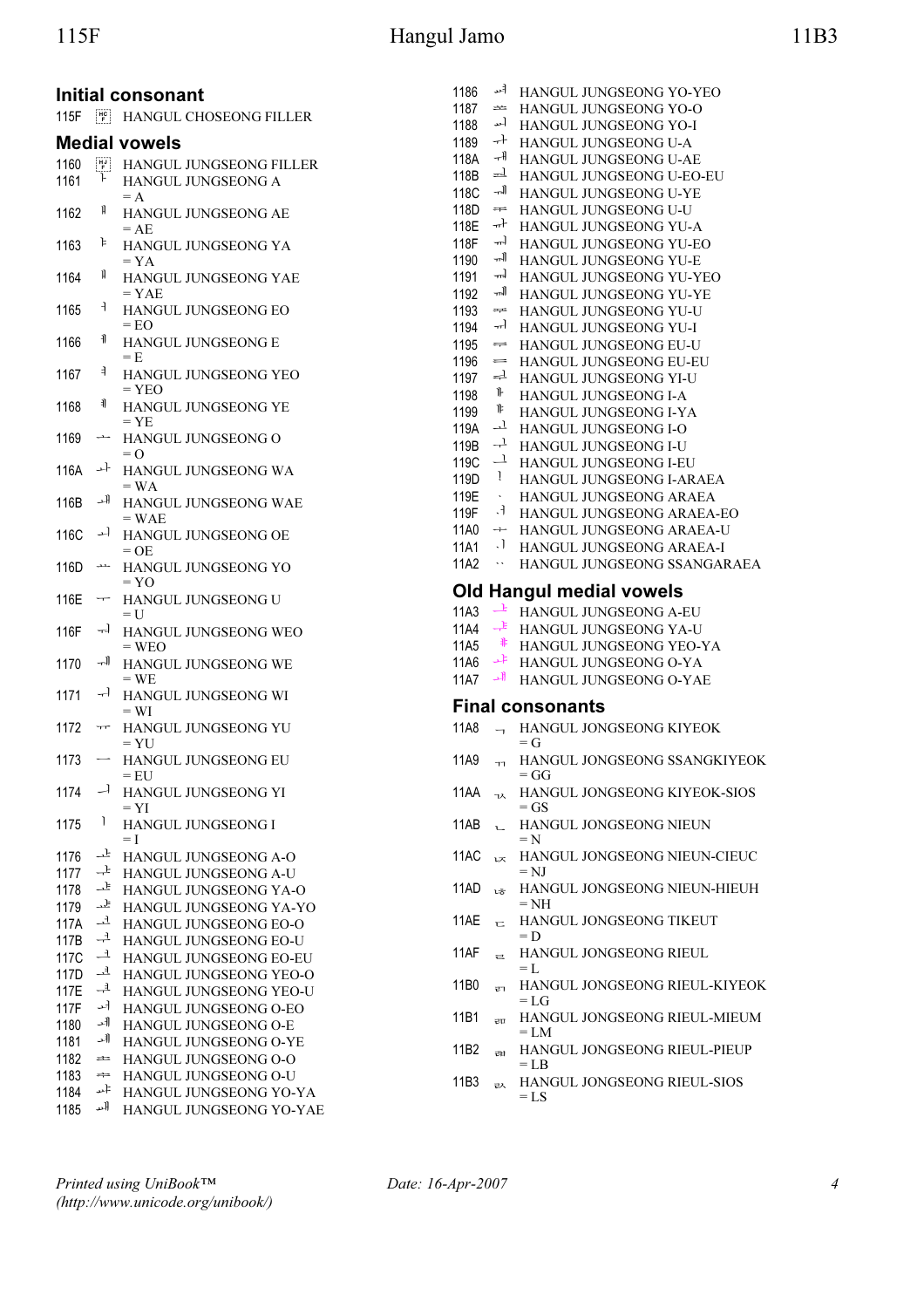## Initial consonant

115F ᅟ HANGUL CHOSEONG FILLER

## Medial vowels

1160 ᅠ HANGUL JUNGSEONG FILLER
1161 ᅡ HANGUL JUNGSEONG A
= A
1162 ᅢ HANGUL JUNGSEONG AE
= AE
1163 ᅣ HANGUL JUNGSEONG YA
= YA
1164 ᅤ HANGUL JUNGSEONG YAE
= YAE
1165 ᅥ HANGUL JUNGSEONG EO
= EO
1166 ᅦ HANGUL JUNGSEONG E
= E
1167 ᅧ HANGUL JUNGSEONG YEO
= YEO
1168 ᅨ HANGUL JUNGSEONG YE
= YE
1169 ᅩ HANGUL JUNGSEONG O
= O
116A ᅪ HANGUL JUNGSEONG WA
= WA
116B ᅫ HANGUL JUNGSEONG WAE
= WAE
116C ᅬ HANGUL JUNGSEONG OE
= OE
116D ᅭ HANGUL JUNGSEONG YO
= YO
116E ᅮ HANGUL JUNGSEONG U
= U
116F ᅯ HANGUL JUNGSEONG WEO
= WEO
1170 ᅰ HANGUL JUNGSEONG WE
= WE
1171 ᅱ HANGUL JUNGSEONG WI
= WI
1172 ᅲ HANGUL JUNGSEONG YU
= YU
1173 ᅳ HANGUL JUNGSEONG EU
= EU
1174 ᅴ HANGUL JUNGSEONG YI
= YI
1175 ᅵ HANGUL JUNGSEONG I
= I
1176 ᅶ HANGUL JUNGSEONG A-O
1177 ᅷ HANGUL JUNGSEONG A-U
1178 ᅸ HANGUL JUNGSEONG YA-O
1179 ᅹ HANGUL JUNGSEONG YA-YO
117A ᅺ HANGUL JUNGSEONG EO-O
117B ᅻ HANGUL JUNGSEONG EO-U
117C ᅼ HANGUL JUNGSEONG EO-EU
117D ᅽ HANGUL JUNGSEONG YEO-O
117E ᅾ HANGUL JUNGSEONG YEO-U
117F ᅿ HANGUL JUNGSEONG O-EO
1180 ᆀ HANGUL JUNGSEONG O-E
1181 ᆁ HANGUL JUNGSEONG O-YE
1182 ᆂ HANGUL JUNGSEONG O-O
1183 ᆃ HANGUL JUNGSEONG O-U
1184 ᆄ HANGUL JUNGSEONG YO-YA
1185 ᆅ HANGUL JUNGSEONG YO-YAE
1186 ᆆ HANGUL JUNGSEONG YO-YEO
1187 ᆇ HANGUL JUNGSEONG YO-O
1188 ᆈ HANGUL JUNGSEONG YO-I
1189 ᆉ HANGUL JUNGSEONG U-A
118A ᆊ HANGUL JUNGSEONG U-AE
118B ᆋ HANGUL JUNGSEONG U-EO-EU
118C ᆌ HANGUL JUNGSEONG U-YE
118D ᆍ HANGUL JUNGSEONG U-U
118E ᆎ HANGUL JUNGSEONG YU-A
118F ᆏ HANGUL JUNGSEONG YU-EO
1190 ᆐ HANGUL JUNGSEONG YU-E
1191 ᆑ HANGUL JUNGSEONG YU-YEO
1192 ᆒ HANGUL JUNGSEONG YU-YE
1193 ᆓ HANGUL JUNGSEONG YU-U
1194 ᆔ HANGUL JUNGSEONG YU-I
1195 ᆕ HANGUL JUNGSEONG EU-U
1196 ᆖ HANGUL JUNGSEONG EU-EU
1197 ᆗ HANGUL JUNGSEONG YI-U
1198 ᆘ HANGUL JUNGSEONG I-A
1199 ᆙ HANGUL JUNGSEONG I-YA
119A ᆚ HANGUL JUNGSEONG I-O
119B ᆛ HANGUL JUNGSEONG I-U
119C ᆜ HANGUL JUNGSEONG I-EU
119D ᆝ HANGUL JUNGSEONG I-ARAEA
119E ᆞ HANGUL JUNGSEONG ARAEA
119F ᆟ HANGUL JUNGSEONG ARAEA-EO
11A0 ᆠ HANGUL JUNGSEONG ARAEA-U
11A1 ᆡ HANGUL JUNGSEONG ARAEA-I
11A2 ᆢ HANGUL JUNGSEONG SSANGARAEA

## Old Hangul medial vowels

11A3 ᆣ HANGUL JUNGSEONG A-EU
11A4 ᆤ HANGUL JUNGSEONG YA-U
11A5 ᆥ HANGUL JUNGSEONG YEO-YA
11A6 ᆦ HANGUL JUNGSEONG O-YA
11A7 ᆧ HANGUL JUNGSEONG O-YAE

## Final consonants

11A8 ᆨ HANGUL JONGSEONG KIYEOK
= G
11A9 ᆩ HANGUL JONGSEONG SSANGKIYEOK
= GG
11AA ᆪ HANGUL JONGSEONG KIYEOK-SIOS
= GS
11AB ᆫ HANGUL JONGSEONG NIEUN
= N
11AC ᆬ HANGUL JONGSEONG NIEUN-CIEUC
= NJ
11AD ᆭ HANGUL JONGSEONG NIEUN-HIEUH
= NH
11AE ᆮ HANGUL JONGSEONG TIKEUT
= D
11AF ᆯ HANGUL JONGSEONG RIEUL
= L
11B0 ᆰ HANGUL JONGSEONG RIEUL-KIYEOK
= LG
11B1 ᆱ HANGUL JONGSEONG RIEUL-MIEUM
= LM
11B2 ᆲ HANGUL JONGSEONG RIEUL-PIEUP
= LB
11B3 ᆳ HANGUL JONGSEONG RIEUL-SIOS
= LS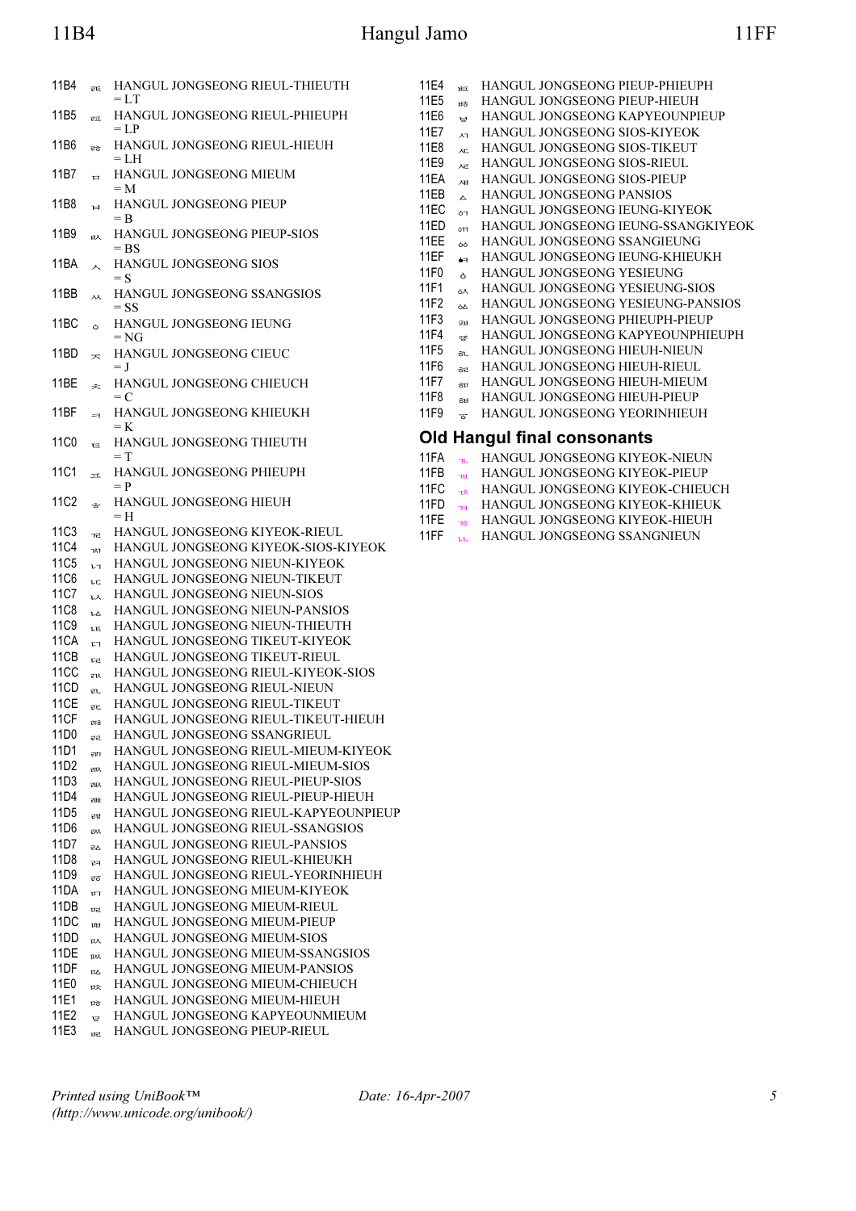11B4 ᆴ HANGUL JONGSEONG RIEUL-THIEUTH
= LT
11B5 ᆵ HANGUL JONGSEONG RIEUL-PHIEUPH
= LP
11B6 ᆶ HANGUL JONGSEONG RIEUL-HIEUH
= LH
11B7 ᆷ HANGUL JONGSEONG MIEUM
= M
11B8 ᆸ HANGUL JONGSEONG PIEUP
= B
11B9 ᆹ HANGUL JONGSEONG PIEUP-SIOS
= BS
11BA ᆺ HANGUL JONGSEONG SIOS
= S
11BB ᆻ HANGUL JONGSEONG SSANGSIOS
= SS
11BC ᆼ HANGUL JONGSEONG IEUNG
= NG
11BD ᆽ HANGUL JONGSEONG CIEUC
= J
11BE ᆾ HANGUL JONGSEONG CHIEUCH
= C
11BF ᆿ HANGUL JONGSEONG KHIEUKH
= K
11C0 ᇀ HANGUL JONGSEONG THIEUTH
= T
11C1 ᇁ HANGUL JONGSEONG PHIEUPH
= P
11C2 ᇂ HANGUL JONGSEONG HIEUH
= H
11C3 ᇃ HANGUL JONGSEONG KIYEOK-RIEUL
11C4 ᇄ HANGUL JONGSEONG KIYEOK-SIOS-KIYEOK
11C5 ᇅ HANGUL JONGSEONG NIEUN-KIYEOK
11C6 ᇆ HANGUL JONGSEONG NIEUN-TIKEUT
11C7 ᇇ HANGUL JONGSEONG NIEUN-SIOS
11C8 ᇈ HANGUL JONGSEONG NIEUN-PANSIOS
11C9 ᇉ HANGUL JONGSEONG NIEUN-THIEUTH
11CA ᇊ HANGUL JONGSEONG TIKEUT-KIYEOK
11CB ᇋ HANGUL JONGSEONG TIKEUT-RIEUL
11CC ᇌ HANGUL JONGSEONG RIEUL-KIYEOK-SIOS
11CD ᇍ HANGUL JONGSEONG RIEUL-NIEUN
11CE ᇎ HANGUL JONGSEONG RIEUL-TIKEUT
11CF ᇏ HANGUL JONGSEONG RIEUL-TIKEUT-HIEUH
11D0 ᇐ HANGUL JONGSEONG SSANGRIEUL
11D1 ᇑ HANGUL JONGSEONG RIEUL-MIEUM-KIYEOK
11D2 ᇒ HANGUL JONGSEONG RIEUL-MIEUM-SIOS
11D3 ᇓ HANGUL JONGSEONG RIEUL-PIEUP-SIOS
11D4 ᇔ HANGUL JONGSEONG RIEUL-PIEUP-HIEUH
11D5 ᇕ HANGUL JONGSEONG RIEUL-KAPYEOUNPIEUP
11D6 ᇖ HANGUL JONGSEONG RIEUL-SSANGSIOS
11D7 ᇗ HANGUL JONGSEONG RIEUL-PANSIOS
11D8 ᇘ HANGUL JONGSEONG RIEUL-KHIEUKH
11D9 ᇙ HANGUL JONGSEONG RIEUL-YEORINHIEUH
11DA ᇚ HANGUL JONGSEONG MIEUM-KIYEOK
11DB ᇛ HANGUL JONGSEONG MIEUM-RIEUL
11DC ᇜ HANGUL JONGSEONG MIEUM-PIEUP
11DD ᇝ HANGUL JONGSEONG MIEUM-SIOS
11DE ᇞ HANGUL JONGSEONG MIEUM-SSANGSIOS
11DF ᇟ HANGUL JONGSEONG MIEUM-PANSIOS
11E0 ᇠ HANGUL JONGSEONG MIEUM-CHIEUCH
11E1 ᇡ HANGUL JONGSEONG MIEUM-HIEUH
11E2 ᇢ HANGUL JONGSEONG KAPYEOUNMIEUM
11E3 ᇣ HANGUL JONGSEONG PIEUP-RIEUL
11E4 ᇤ HANGUL JONGSEONG PIEUP-PHIEUPH
11E5 ᇥ HANGUL JONGSEONG PIEUP-HIEUH
11E6 ᇦ HANGUL JONGSEONG KAPYEOUNPIEUP
11E7 ᇧ HANGUL JONGSEONG SIOS-KIYEOK
11E8 ᇨ HANGUL JONGSEONG SIOS-TIKEUT
11E9 ᇩ HANGUL JONGSEONG SIOS-RIEUL
11EA ᇪ HANGUL JONGSEONG SIOS-PIEUP
11EB ᇫ HANGUL JONGSEONG PANSIOS
11EC ᇬ HANGUL JONGSEONG IEUNG-KIYEOK
11ED ᇭ HANGUL JONGSEONG IEUNG-SSANGKIYEOK
11EE ᇮ HANGUL JONGSEONG SSANGIEUNG
11EF ᇯ HANGUL JONGSEONG IEUNG-KHIEUKH
11F0 ᇰ HANGUL JONGSEONG YESIEUNG
11F1 ᇱ HANGUL JONGSEONG YESIEUNG-SIOS
11F2 ᇲ HANGUL JONGSEONG YESIEUNG-PANSIOS
11F3 ᇳ HANGUL JONGSEONG PHIEUPH-PIEUP
11F4 ᇴ HANGUL JONGSEONG KAPYEOUNPHIEUPH
11F5 ᇵ HANGUL JONGSEONG HIEUH-NIEUN
11F6 ᇶ HANGUL JONGSEONG HIEUH-RIEUL
11F7 ᇷ HANGUL JONGSEONG HIEUH-MIEUM
11F8 ᇸ HANGUL JONGSEONG HIEUH-PIEUP
11F9 ᇹ HANGUL JONGSEONG YEORINHIEUH

## Old Hangul final consonants

11FA ᇺ HANGUL JONGSEONG KIYEOK-NIEUN
11FB ᇻ HANGUL JONGSEONG KIYEOK-PIEUP
11FC ᇼ HANGUL JONGSEONG KIYEOK-CHIEUCH
11FD ᇽ HANGUL JONGSEONG KIYEOK-KHIEUK
11FE ᇾ HANGUL JONGSEONG KIYEOK-HIEUH
11FF ᇿ HANGUL JONGSEONG SSANGNIEUN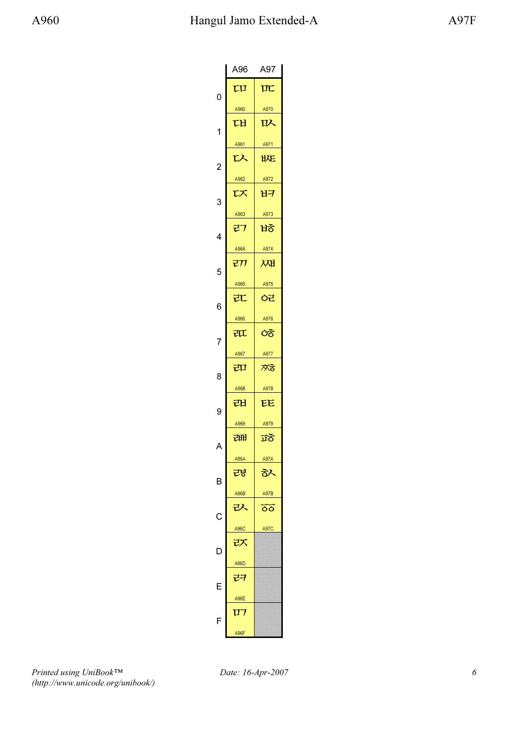# Hangul Jamo Extended-A

|   | A96 | A97 |
|---|---|---|
| 0 | ꥠ A960 | ꥰ A970 |
| 1 | ꥡ A961 | ꥱ A971 |
| 2 | ꥢ A962 | ꥲ A972 |
| 3 | ꥣ A963 | ꥳ A973 |
| 4 | ꥤ A964 | ꥴ A974 |
| 5 | ꥥ A965 | ꥵ A975 |
| 6 | ꥦ A966 | ꥶ A976 |
| 7 | ꥧ A967 | ꥷ A977 |
| 8 | ꥨ A968 | ꥸ A978 |
| 9 | ꥩ A969 | ꥹ A979 |
| A | ꥪ A96A | ꥺ A97A |
| B | ꥫ A96B | ꥻ A97B |
| C | ꥬ A96C | ꥼ A97C |
| D | ꥭ A96D | |
| E | ꥮ A96E | |
| F | ꥯ A96F | |

*Printed using UniBook™*
*(http://www.unicode.org/unibook/)*

*Date: 16-Apr-2007*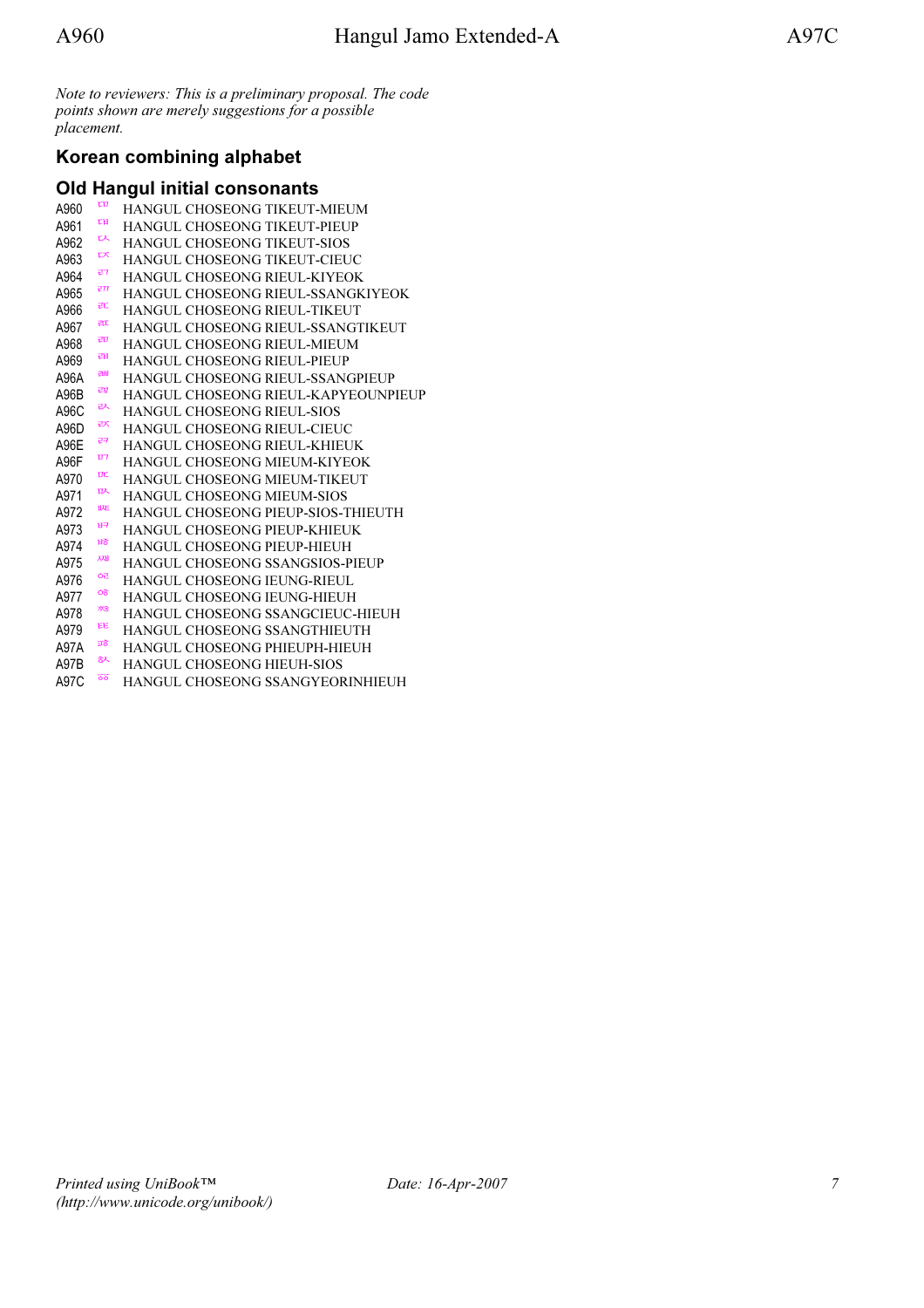*Note to reviewers: This is a preliminary proposal. The code points shown are merely suggestions for a possible placement.*

## Korean combining alphabet

### Old Hangul initial consonants

| Code | Glyph | Name |
|---|---|---|
| A960 | ꥠ | HANGUL CHOSEONG TIKEUT-MIEUM |
| A961 | ꥡ | HANGUL CHOSEONG TIKEUT-PIEUP |
| A962 | ꥢ | HANGUL CHOSEONG TIKEUT-SIOS |
| A963 | ꥣ | HANGUL CHOSEONG TIKEUT-CIEUC |
| A964 | ꥤ | HANGUL CHOSEONG RIEUL-KIYEOK |
| A965 | ꥥ | HANGUL CHOSEONG RIEUL-SSANGKIYEOK |
| A966 | ꥦ | HANGUL CHOSEONG RIEUL-TIKEUT |
| A967 | ꥧ | HANGUL CHOSEONG RIEUL-SSANGTIKEUT |
| A968 | ꥨ | HANGUL CHOSEONG RIEUL-MIEUM |
| A969 | ꥩ | HANGUL CHOSEONG RIEUL-PIEUP |
| A96A | ꥪ | HANGUL CHOSEONG RIEUL-SSANGPIEUP |
| A96B | ꥫ | HANGUL CHOSEONG RIEUL-KAPYEOUNPIEUP |
| A96C | ꥬ | HANGUL CHOSEONG RIEUL-SIOS |
| A96D | ꥭ | HANGUL CHOSEONG RIEUL-CIEUC |
| A96E | ꥮ | HANGUL CHOSEONG RIEUL-KHIEUK |
| A96F | ꥯ | HANGUL CHOSEONG MIEUM-KIYEOK |
| A970 | ꥰ | HANGUL CHOSEONG MIEUM-TIKEUT |
| A971 | ꥱ | HANGUL CHOSEONG MIEUM-SIOS |
| A972 | ꥲ | HANGUL CHOSEONG PIEUP-SIOS-THIEUTH |
| A973 | ꥳ | HANGUL CHOSEONG PIEUP-KHIEUK |
| A974 | ꥴ | HANGUL CHOSEONG PIEUP-HIEUH |
| A975 | ꥵ | HANGUL CHOSEONG SSANGSIOS-PIEUP |
| A976 | ꥶ | HANGUL CHOSEONG IEUNG-RIEUL |
| A977 | ꥷ | HANGUL CHOSEONG IEUNG-HIEUH |
| A978 | ꥸ | HANGUL CHOSEONG SSANGCIEUC-HIEUH |
| A979 | ꥹ | HANGUL CHOSEONG SSANGTHIEUTH |
| A97A | ꥺ | HANGUL CHOSEONG PHIEUPH-HIEUH |
| A97B | ꥻ | HANGUL CHOSEONG HIEUH-SIOS |
| A97C | ꥼ | HANGUL CHOSEONG SSANGYEORINHIEUH |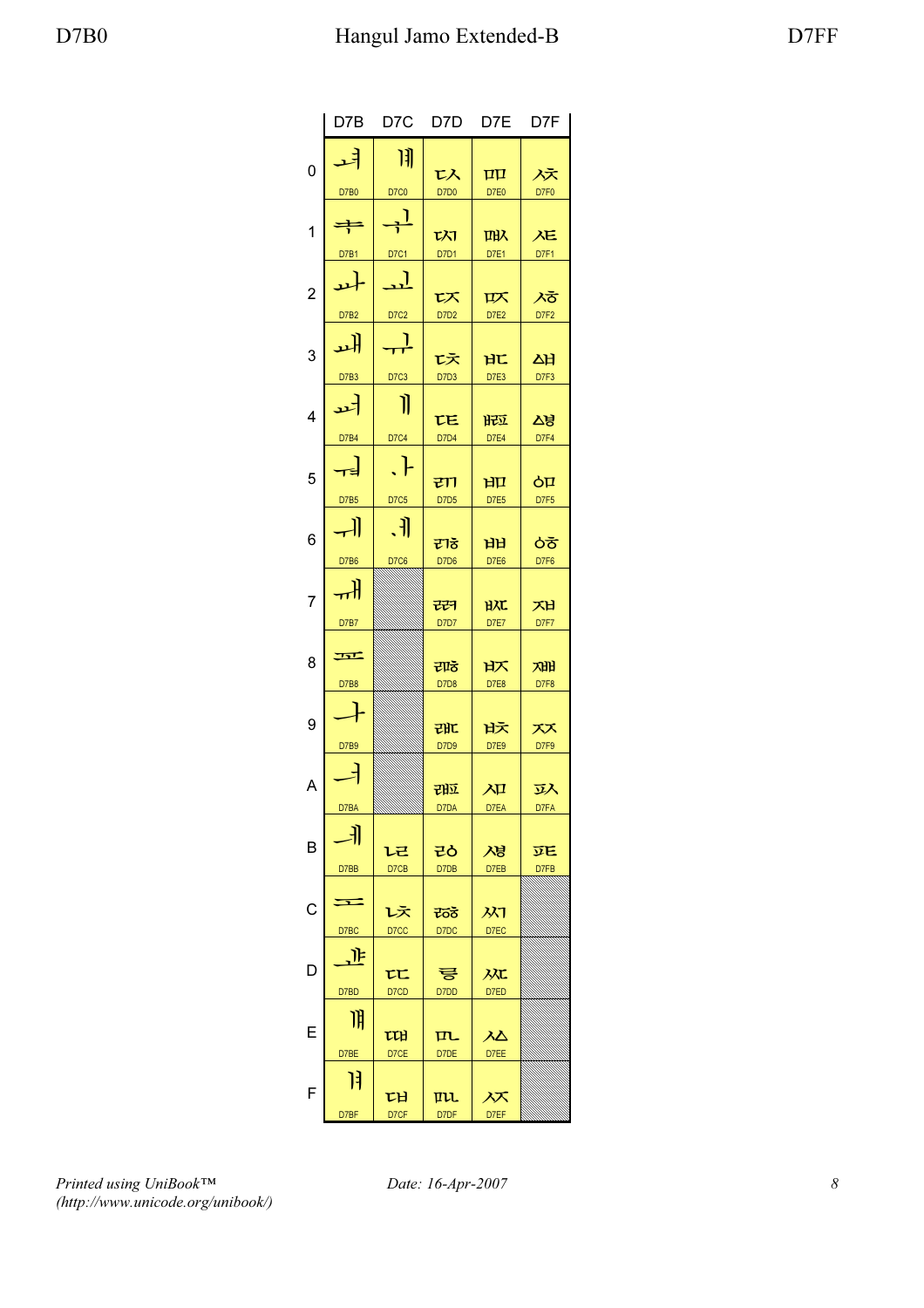# Hangul Jamo Extended-B

D7B0 — D7FF

|   | D7B | D7C | D7D | D7E | D7F |
|---|---|---|---|---|---|
| 0 | ힰ D7B0 | ퟀ D7C0 | ퟐ D7D0 | ퟠ D7E0 | ퟰ D7F0 |
| 1 | ힱ D7B1 | ퟁ D7C1 | ퟑ D7D1 | ퟡ D7E1 | ퟱ D7F1 |
| 2 | ힲ D7B2 | ퟂ D7C2 | ퟒ D7D2 | ퟢ D7E2 | ퟲ D7F2 |
| 3 | ힳ D7B3 | ퟃ D7C3 | ퟓ D7D3 | ퟣ D7E3 | ퟳ D7F3 |
| 4 | ힴ D7B4 | ퟄ D7C4 | ퟔ D7D4 | ퟤ D7E4 | ퟴ D7F4 |
| 5 | ힵ D7B5 | ퟅ D7C5 | ퟕ D7D5 | ퟥ D7E5 | ퟵ D7F5 |
| 6 | ힶ D7B6 | ퟆ D7C6 | ퟖ D7D6 | ퟦ D7E6 | ퟶ D7F6 |
| 7 | ힷ D7B7 | | ퟗ D7D7 | ퟧ D7E7 | ퟷ D7F7 |
| 8 | ힸ D7B8 | | ퟘ D7D8 | ퟨ D7E8 | ퟸ D7F8 |
| 9 | ힹ D7B9 | | ퟙ D7D9 | ퟩ D7E9 | ퟹ D7F9 |
| A | ힺ D7BA | | ퟚ D7DA | ퟪ D7EA | ퟺ D7FA |
| B | ힻ D7BB | ퟋ D7CB | ퟛ D7DB | ퟫ D7EB | ퟻ D7FB |
| C | ힼ D7BC | ퟌ D7CC | ퟜ D7DC | ퟬ D7EC | |
| D | ힽ D7BD | ퟍ D7CD | ퟝ D7DD | ퟭ D7ED | |
| E | ힾ D7BE | ퟎ D7CE | ퟞ D7DE | ퟮ D7EE | |
| F | ힿ D7BF | ퟏ D7CF | ퟟ D7DF | ퟯ D7EF | |

*Printed using UniBook™ (http://www.unicode.org/unibook/)*

*Date: 16-Apr-2007*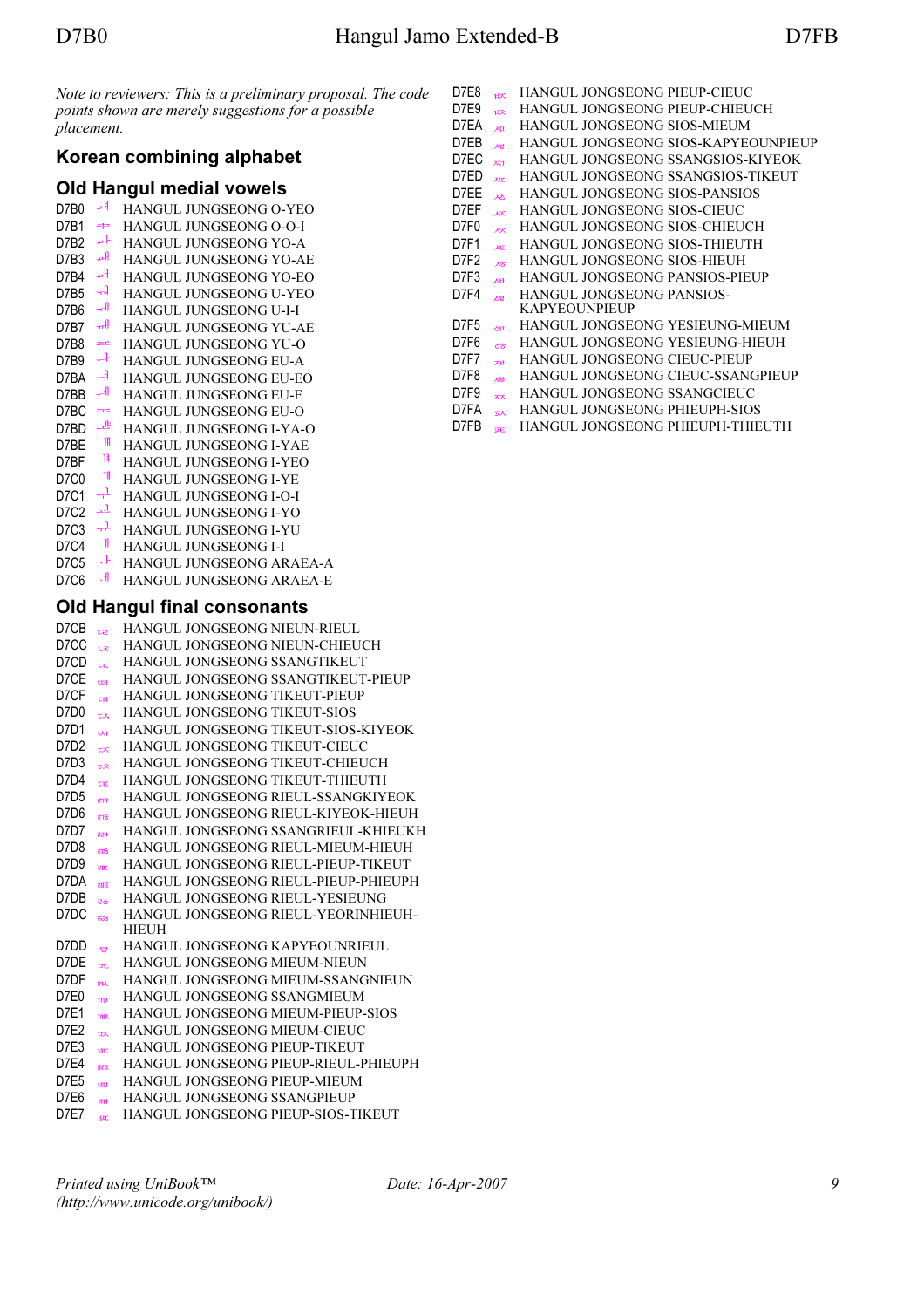*Note to reviewers: This is a preliminary proposal. The code points shown are merely suggestions for a possible placement.*

## Korean combining alphabet

## Old Hangul medial vowels

D7B0 ᅩᅧ HANGUL JUNGSEONG O-YEO
D7B1 ᅩᅩᅵ HANGUL JUNGSEONG O-O-I
D7B2 ᅭᅡ HANGUL JUNGSEONG YO-A
D7B3 ᅭᅢ HANGUL JUNGSEONG YO-AE
D7B4 ᅭᅥ HANGUL JUNGSEONG YO-EO
D7B5 ᅮᅧ HANGUL JUNGSEONG U-YEO
D7B6 ᅮᅵᅵ HANGUL JUNGSEONG U-I-I
D7B7 ᅲᅢ HANGUL JUNGSEONG YU-AE
D7B8 ᅲᅩ HANGUL JUNGSEONG YU-O
D7B9 ᅳᅡ HANGUL JUNGSEONG EU-A
D7BA ᅳᅥ HANGUL JUNGSEONG EU-EO
D7BB ᅳᅦ HANGUL JUNGSEONG EU-E
D7BC ᅳᅩ HANGUL JUNGSEONG EU-O
D7BD ᅵᅣᅩ HANGUL JUNGSEONG I-YA-O
D7BE ᅵᅤ HANGUL JUNGSEONG I-YAE
D7BF ᅵᅧ HANGUL JUNGSEONG I-YEO
D7C0 ᅵᅨ HANGUL JUNGSEONG I-YE
D7C1 ᅵᅩᅵ HANGUL JUNGSEONG I-O-I
D7C2 ᅵᅭ HANGUL JUNGSEONG I-YO
D7C3 ᅵᅲ HANGUL JUNGSEONG I-YU
D7C4 ᅵᅵ HANGUL JUNGSEONG I-I
D7C5 ᆞᅡ HANGUL JUNGSEONG ARAEA-A
D7C6 ᆞᅦ HANGUL JUNGSEONG ARAEA-E

## Old Hangul final consonants

D7CB ᆫᆯ HANGUL JONGSEONG NIEUN-RIEUL
D7CC ᆫᆾ HANGUL JONGSEONG NIEUN-CHIEUCH
D7CD ᆮᆮ HANGUL JONGSEONG SSANGTIKEUT
D7CE ᆮᆮᆸ HANGUL JONGSEONG SSANGTIKEUT-PIEUP
D7CF ᆮᆸ HANGUL JONGSEONG TIKEUT-PIEUP
D7D0 ᆮᆺ HANGUL JONGSEONG TIKEUT-SIOS
D7D1 ᆮᆺᆨ HANGUL JONGSEONG TIKEUT-SIOS-KIYEOK
D7D2 ᆮᆽ HANGUL JONGSEONG TIKEUT-CIEUC
D7D3 ᆮᆾ HANGUL JONGSEONG TIKEUT-CHIEUCH
D7D4 ᆮᇀ HANGUL JONGSEONG TIKEUT-THIEUTH
D7D5 ᆯᆩ HANGUL JONGSEONG RIEUL-SSANGKIYEOK
D7D6 ᆯᆨᇂ HANGUL JONGSEONG RIEUL-KIYEOK-HIEUH
D7D7 ᆯᆯᆿ HANGUL JONGSEONG SSANGRIEUL-KHIEUKH
D7D8 ᆯᆷᇂ HANGUL JONGSEONG RIEUL-MIEUM-HIEUH
D7D9 ᆯᆸᆮ HANGUL JONGSEONG RIEUL-PIEUP-TIKEUT
D7DA ᆯᆸᇁ HANGUL JONGSEONG RIEUL-PIEUP-PHIEUPH
D7DB ᆯᆼ HANGUL JONGSEONG RIEUL-YESIEUNG
D7DC ᆯᇂᇂ HANGUL JONGSEONG RIEUL-YEORINHIEUH-HIEUH
D7DD ᇋ HANGUL JONGSEONG KAPYEOUNRIEUL
D7DE ᆷᆫ HANGUL JONGSEONG MIEUM-NIEUN
D7DF ᆷᆫᆫ HANGUL JONGSEONG MIEUM-SSANGNIEUN
D7E0 ᆷᆷ HANGUL JONGSEONG SSANGMIEUM
D7E1 ᆷᆸᆺ HANGUL JONGSEONG MIEUM-PIEUP-SIOS
D7E2 ᆷᆽ HANGUL JONGSEONG MIEUM-CIEUC
D7E3 ᆸᆮ HANGUL JONGSEONG PIEUP-TIKEUT
D7E4 ᆸᆯᇁ HANGUL JONGSEONG PIEUP-RIEUL-PHIEUPH
D7E5 ᆸᆷ HANGUL JONGSEONG PIEUP-MIEUM
D7E6 ᆸᆸ HANGUL JONGSEONG SSANGPIEUP
D7E7 ᆸᆺᆮ HANGUL JONGSEONG PIEUP-SIOS-TIKEUT
D7E8 ᆸᆽ HANGUL JONGSEONG PIEUP-CIEUC
D7E9 ᆸᆾ HANGUL JONGSEONG PIEUP-CHIEUCH
D7EA ᆺᆷ HANGUL JONGSEONG SIOS-MIEUM
D7EB ᆺᇦ HANGUL JONGSEONG SIOS-KAPYEOUNPIEUP
D7EC ᆺᆺᆨ HANGUL JONGSEONG SSANGSIOS-KIYEOK
D7ED ᆺᆺᆮ HANGUL JONGSEONG SSANGSIOS-TIKEUT
D7EE ᆺᇫ HANGUL JONGSEONG SIOS-PANSIOS
D7EF ᆺᆽ HANGUL JONGSEONG SIOS-CIEUC
D7F0 ᆺᆾ HANGUL JONGSEONG SIOS-CHIEUCH
D7F1 ᆺᇀ HANGUL JONGSEONG SIOS-THIEUTH
D7F2 ᆺᇂ HANGUL JONGSEONG SIOS-HIEUH
D7F3 ᇫᆸ HANGUL JONGSEONG PANSIOS-PIEUP
D7F4 ᇫᇦ HANGUL JONGSEONG PANSIOS-KAPYEOUNPIEUP
D7F5 ᇰᆷ HANGUL JONGSEONG YESIEUNG-MIEUM
D7F6 ᇰᇂ HANGUL JONGSEONG YESIEUNG-HIEUH
D7F7 ᆽᆸ HANGUL JONGSEONG CIEUC-PIEUP
D7F8 ᆽᆸᆸ HANGUL JONGSEONG CIEUC-SSANGPIEUP
D7F9 ᆽᆽ HANGUL JONGSEONG SSANGCIEUC
D7FA ᇁᆺ HANGUL JONGSEONG PHIEUPH-SIOS
D7FB ᇁᇀ HANGUL JONGSEONG PHIEUPH-THIEUTH

*Printed using UniBook™ (http://www.unicode.org/unibook/)*  *Date: 16-Apr-2007*